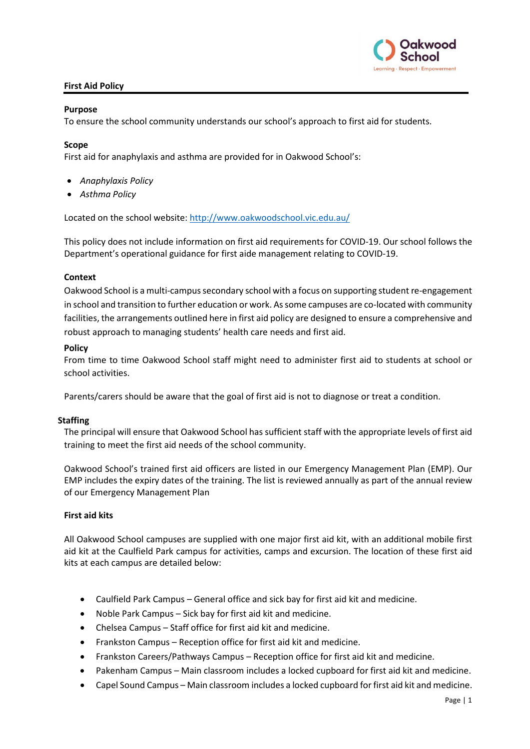# First Aid Policy

## Purpose

To ensure the school community understands our school's approach to first aid for students.

## Scope

First aid for anaphylaxis and asthma are provided for in Oakwood School's:

- *Anaphylaxis Policy*
- *Asthma Policy*

Located on the school website: http://www.oakwoodschool.vic.edu.au/

This policy does not include information on first aid requirements for COVID-19. Our school follows the Department's operational guidance for first aide management relating to COVID-19.

## Context

Oakwood School is a multi-campus secondary school with a focus on supporting student re-engagement in school and transition to further education or work. As some campuses are co-located with community facilities, the arrangements outlined here in first aid policy are designed to ensure a comprehensive and robust approach to managing students' health care needs and first aid.

## Policy

From time to time Oakwood School staff might need to administer first aid to students at school or school activities.

Parents/carers should be aware that the goal of first aid is not to diagnose or treat a condition.

### Staffing

The principal will ensure that Oakwood School has sufficient staff with the appropriate levels of first aid training to meet the first aid needs of the school community.

Oakwood School's trained first aid officers are listed in our Emergency Management Plan (EMP). Our EMP includes the expiry dates of the training. The list is reviewed annually as part of the annual review of our Emergency Management Plan

### First aid kits

All Oakwood School campuses are supplied with one major first aid kit, with an additional mobile first aid kit at the Caulfield Park campus for activities, camps and excursion. The location of these first aid kits at each campus are detailed below:

- Caulfield Park Campus – General office and sick bay for first aid kit and medicine.
- Noble Park Campus – Sick bay for first aid kit and medicine.
- Chelsea Campus – Staff office for first aid kit and medicine.
- Frankston Campus – Reception office for first aid kit and medicine.
- Frankston Careers/Pathways Campus – Reception office for first aid kit and medicine.
- Pakenham Campus – Main classroom includes a locked cupboard for first aid kit and medicine.
- Capel Sound Campus – Main classroom includes a locked cupboard for first aid kit and medicine.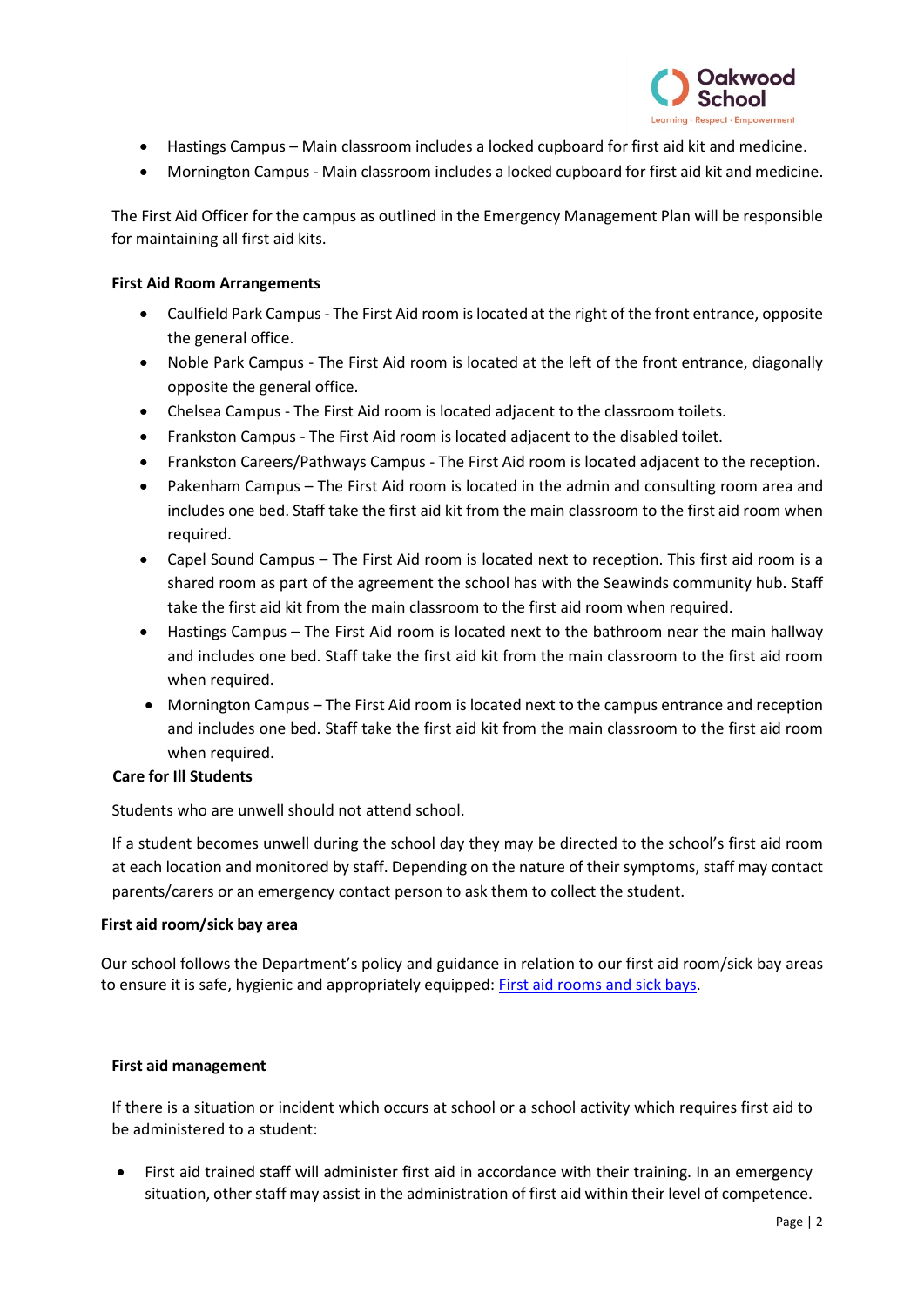- Hastings Campus – Main classroom includes a locked cupboard for first aid kit and medicine.
- Mornington Campus - Main classroom includes a locked cupboard for first aid kit and medicine.

The First Aid Officer for the campus as outlined in the Emergency Management Plan will be responsible for maintaining all first aid kits.

**First Aid Room Arrangements**

- Caulfield Park Campus - The First Aid room is located at the right of the front entrance, opposite the general office.
- Noble Park Campus - The First Aid room is located at the left of the front entrance, diagonally opposite the general office.
- Chelsea Campus - The First Aid room is located adjacent to the classroom toilets.
- Frankston Campus - The First Aid room is located adjacent to the disabled toilet.
- Frankston Careers/Pathways Campus - The First Aid room is located adjacent to the reception.
- Pakenham Campus – The First Aid room is located in the admin and consulting room area and includes one bed. Staff take the first aid kit from the main classroom to the first aid room when required.
- Capel Sound Campus – The First Aid room is located next to reception. This first aid room is a shared room as part of the agreement the school has with the Seawinds community hub. Staff take the first aid kit from the main classroom to the first aid room when required.
- Hastings Campus – The First Aid room is located next to the bathroom near the main hallway and includes one bed. Staff take the first aid kit from the main classroom to the first aid room when required.
- Mornington Campus – The First Aid room is located next to the campus entrance and reception and includes one bed. Staff take the first aid kit from the main classroom to the first aid room when required.

**Care for Ill Students**

Students who are unwell should not attend school.

If a student becomes unwell during the school day they may be directed to the school's first aid room at each location and monitored by staff. Depending on the nature of their symptoms, staff may contact parents/carers or an emergency contact person to ask them to collect the student.

**First aid room/sick bay area**

Our school follows the Department's policy and guidance in relation to our first aid room/sick bay areas to ensure it is safe, hygienic and appropriately equipped: First aid rooms and sick bays.

**First aid management**

If there is a situation or incident which occurs at school or a school activity which requires first aid to be administered to a student:

- First aid trained staff will administer first aid in accordance with their training. In an emergency situation, other staff may assist in the administration of first aid within their level of competence.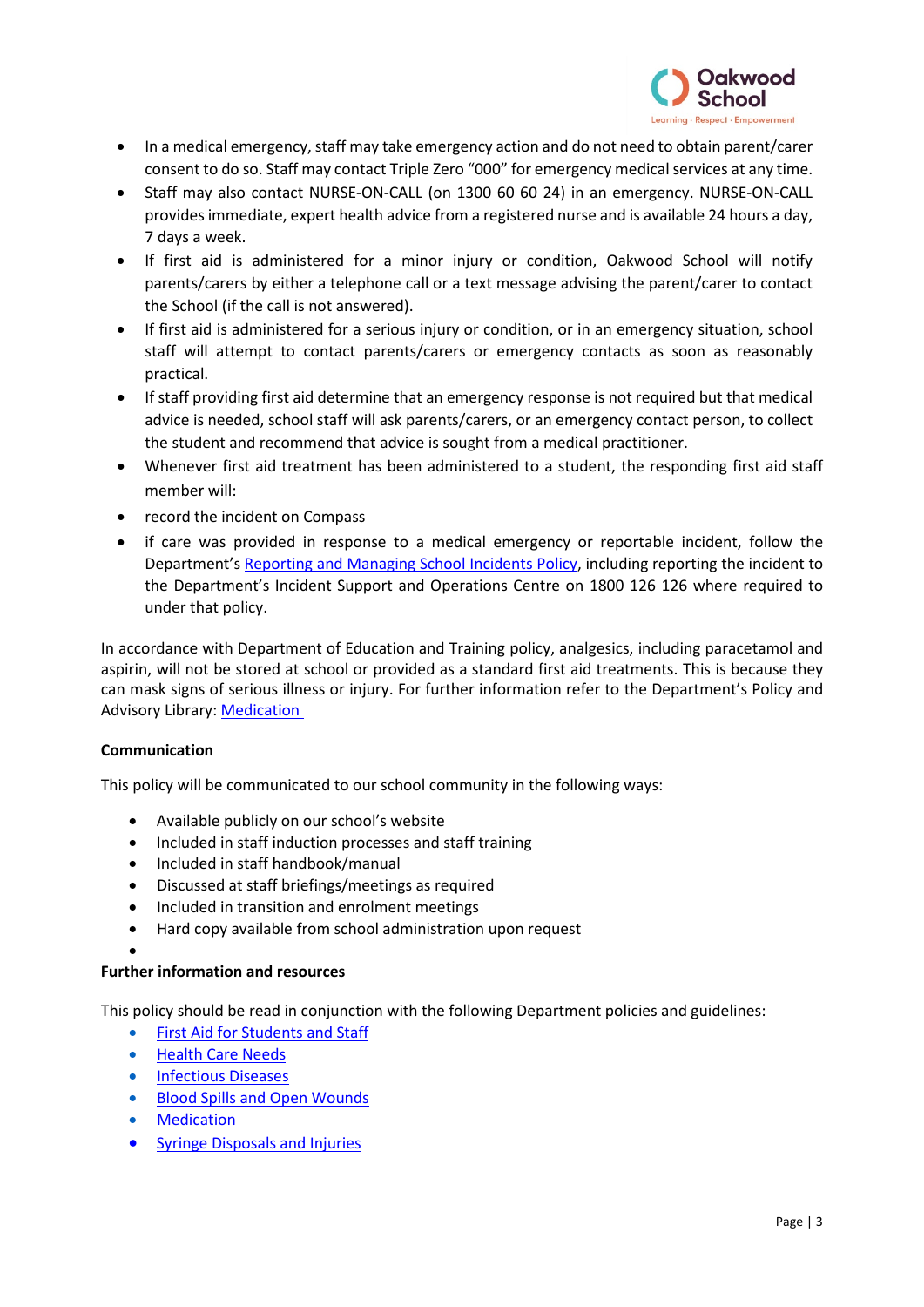- In a medical emergency, staff may take emergency action and do not need to obtain parent/carer consent to do so. Staff may contact Triple Zero "000" for emergency medical services at any time.
- Staff may also contact NURSE-ON-CALL (on 1300 60 60 24) in an emergency. NURSE-ON-CALL provides immediate, expert health advice from a registered nurse and is available 24 hours a day, 7 days a week.
- If first aid is administered for a minor injury or condition, Oakwood School will notify parents/carers by either a telephone call or a text message advising the parent/carer to contact the School (if the call is not answered).
- If first aid is administered for a serious injury or condition, or in an emergency situation, school staff will attempt to contact parents/carers or emergency contacts as soon as reasonably practical.
- If staff providing first aid determine that an emergency response is not required but that medical advice is needed, school staff will ask parents/carers, or an emergency contact person, to collect the student and recommend that advice is sought from a medical practitioner.
- Whenever first aid treatment has been administered to a student, the responding first aid staff member will:
- record the incident on Compass
- if care was provided in response to a medical emergency or reportable incident, follow the Department's Reporting and Managing School Incidents Policy, including reporting the incident to the Department's Incident Support and Operations Centre on 1800 126 126 where required to under that policy.

In accordance with Department of Education and Training policy, analgesics, including paracetamol and aspirin, will not be stored at school or provided as a standard first aid treatments. This is because they can mask signs of serious illness or injury. For further information refer to the Department's Policy and Advisory Library: Medication

**Communication**

This policy will be communicated to our school community in the following ways:

- Available publicly on our school's website
- Included in staff induction processes and staff training
- Included in staff handbook/manual
- Discussed at staff briefings/meetings as required
- Included in transition and enrolment meetings
- Hard copy available from school administration upon request

**Further information and resources**

This policy should be read in conjunction with the following Department policies and guidelines:

- First Aid for Students and Staff
- Health Care Needs
- Infectious Diseases
- Blood Spills and Open Wounds
- Medication
- Syringe Disposals and Injuries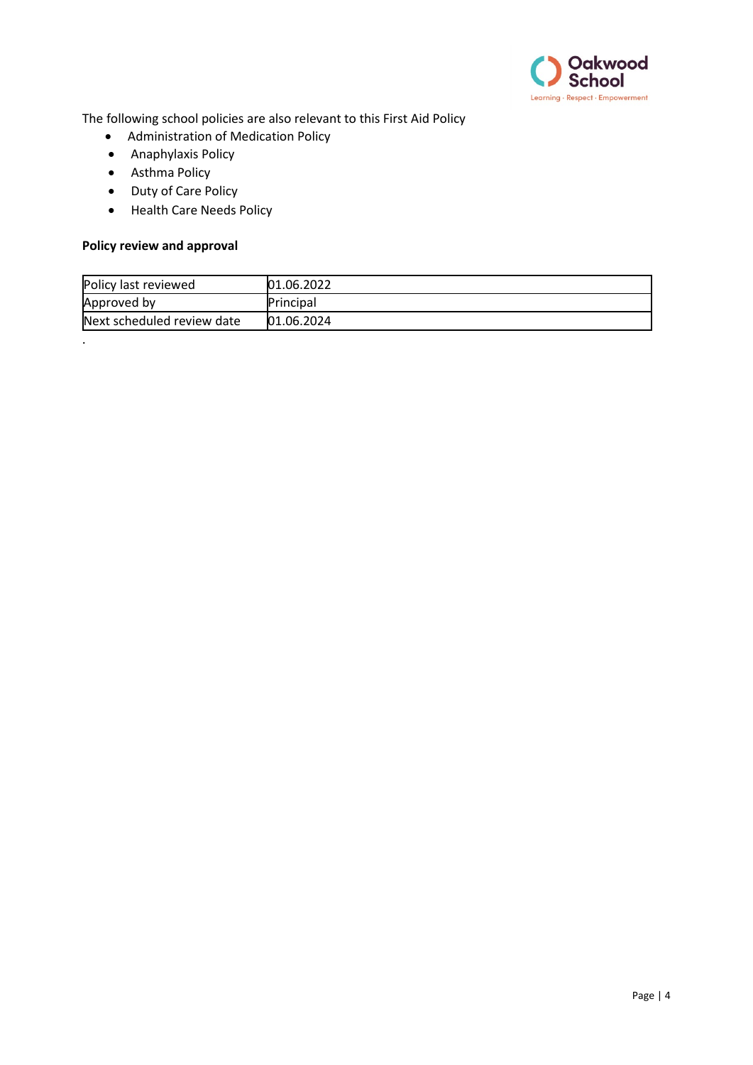The following school policies are also relevant to this First Aid Policy

- Administration of Medication Policy
- Anaphylaxis Policy
- Asthma Policy
- Duty of Care Policy
- Health Care Needs Policy

**Policy review and approval**

| | |
|---|---|
| Policy last reviewed | 01.06.2022 |
| Approved by | Principal |
| Next scheduled review date | 01.06.2024 |

.